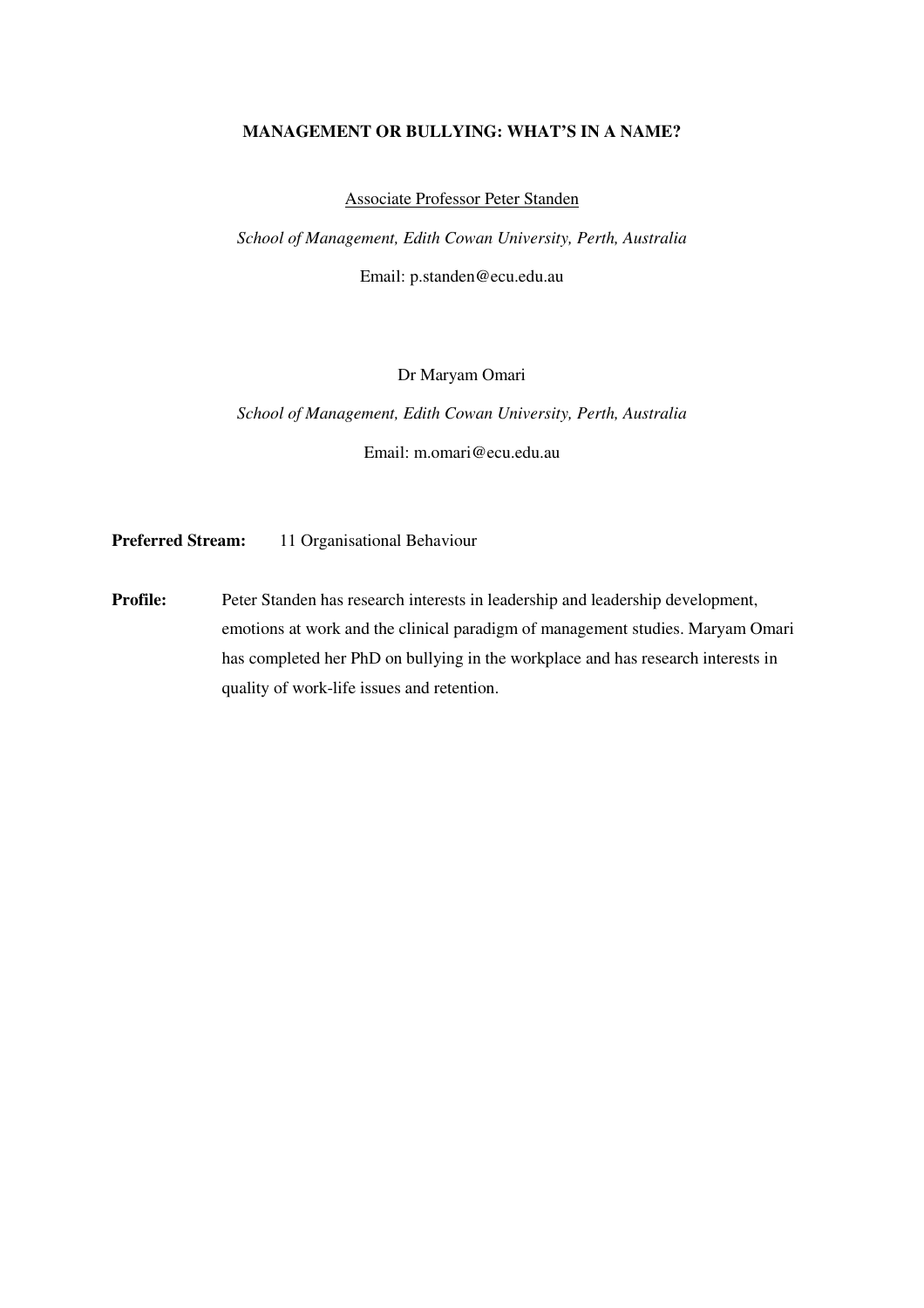# MANAGEMENT OR BULLYING: WHAT'S IN A NAME?

Associate Professor Peter Standen

*School of Management, Edith Cowan University, Perth, Australia*

Email: p.standen@ecu.edu.au

Dr Maryam Omari

*School of Management, Edith Cowan University, Perth, Australia*

Email: m.omari@ecu.edu.au

**Preferred Stream:** 11 Organisational Behaviour

**Profile:** Peter Standen has research interests in leadership and leadership development, emotions at work and the clinical paradigm of management studies. Maryam Omari has completed her PhD on bullying in the workplace and has research interests in quality of work-life issues and retention.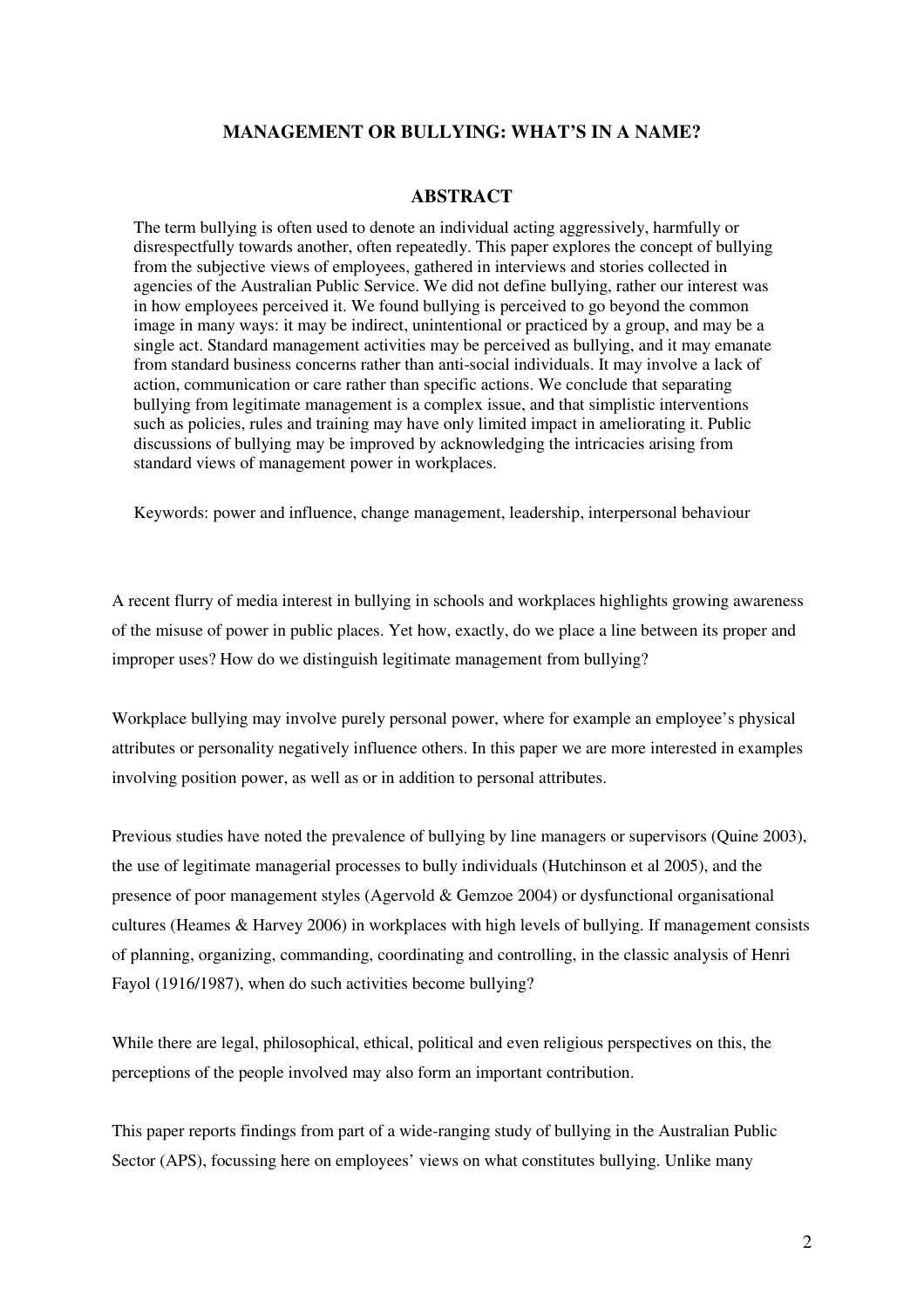## MANAGEMENT OR BULLYING: WHAT'S IN A NAME?

## ABSTRACT

The term bullying is often used to denote an individual acting aggressively, harmfully or disrespectfully towards another, often repeatedly. This paper explores the concept of bullying from the subjective views of employees, gathered in interviews and stories collected in agencies of the Australian Public Service. We did not define bullying, rather our interest was in how employees perceived it. We found bullying is perceived to go beyond the common image in many ways: it may be indirect, unintentional or practiced by a group, and may be a single act. Standard management activities may be perceived as bullying, and it may emanate from standard business concerns rather than anti-social individuals. It may involve a lack of action, communication or care rather than specific actions. We conclude that separating bullying from legitimate management is a complex issue, and that simplistic interventions such as policies, rules and training may have only limited impact in ameliorating it. Public discussions of bullying may be improved by acknowledging the intricacies arising from standard views of management power in workplaces.

Keywords: power and influence, change management, leadership, interpersonal behaviour

A recent flurry of media interest in bullying in schools and workplaces highlights growing awareness of the misuse of power in public places. Yet how, exactly, do we place a line between its proper and improper uses? How do we distinguish legitimate management from bullying?

Workplace bullying may involve purely personal power, where for example an employee's physical attributes or personality negatively influence others. In this paper we are more interested in examples involving position power, as well as or in addition to personal attributes.

Previous studies have noted the prevalence of bullying by line managers or supervisors (Quine 2003), the use of legitimate managerial processes to bully individuals (Hutchinson et al 2005), and the presence of poor management styles (Agervold & Gemzoe 2004) or dysfunctional organisational cultures (Heames & Harvey 2006) in workplaces with high levels of bullying. If management consists of planning, organizing, commanding, coordinating and controlling, in the classic analysis of Henri Fayol (1916/1987), when do such activities become bullying?

While there are legal, philosophical, ethical, political and even religious perspectives on this, the perceptions of the people involved may also form an important contribution.

This paper reports findings from part of a wide-ranging study of bullying in the Australian Public Sector (APS), focussing here on employees' views on what constitutes bullying. Unlike many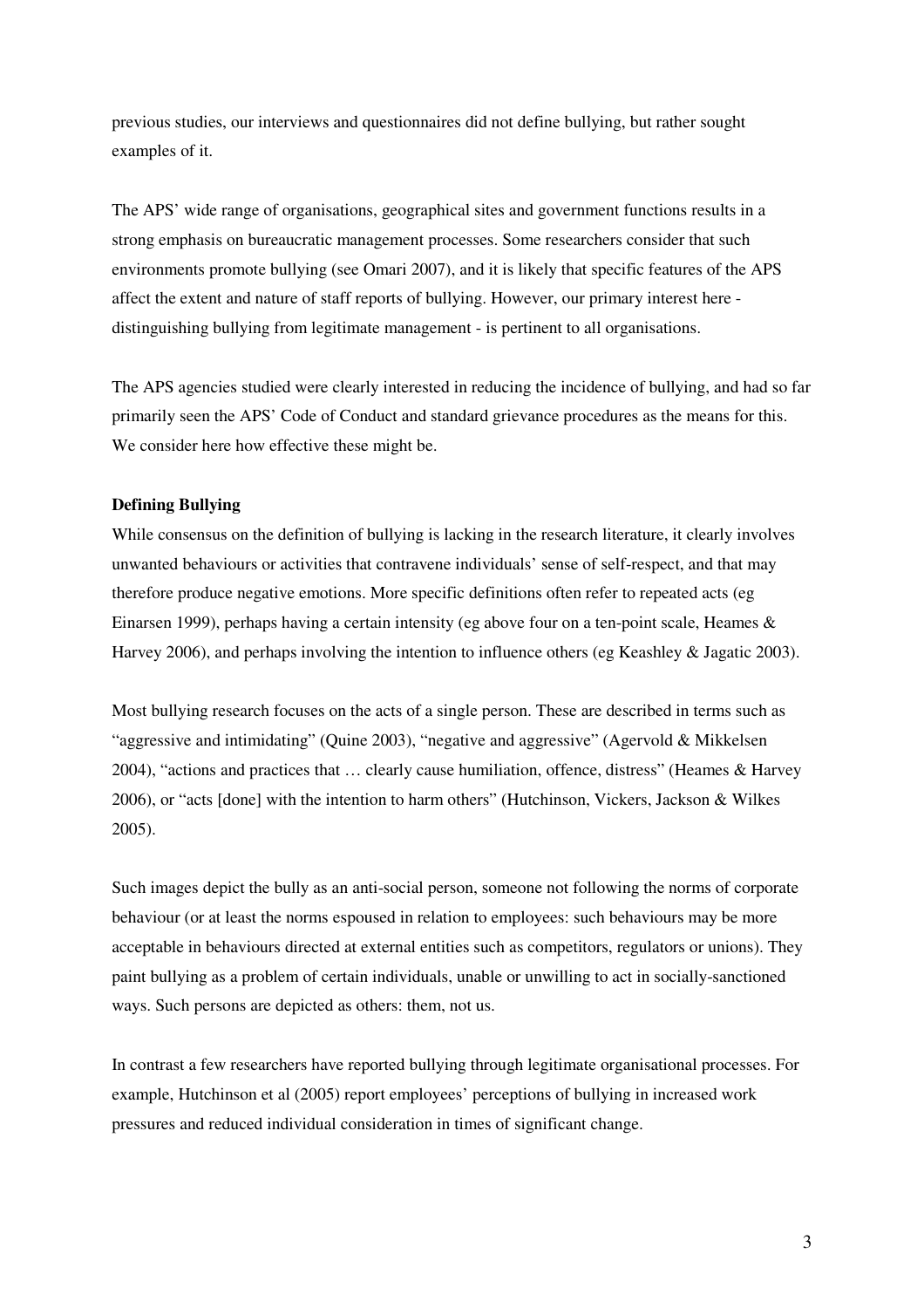previous studies, our interviews and questionnaires did not define bullying, but rather sought examples of it.

The APS' wide range of organisations, geographical sites and government functions results in a strong emphasis on bureaucratic management processes. Some researchers consider that such environments promote bullying (see Omari 2007), and it is likely that specific features of the APS affect the extent and nature of staff reports of bullying. However, our primary interest here - distinguishing bullying from legitimate management - is pertinent to all organisations.

The APS agencies studied were clearly interested in reducing the incidence of bullying, and had so far primarily seen the APS' Code of Conduct and standard grievance procedures as the means for this. We consider here how effective these might be.

**Defining Bullying**

While consensus on the definition of bullying is lacking in the research literature, it clearly involves unwanted behaviours or activities that contravene individuals' sense of self-respect, and that may therefore produce negative emotions. More specific definitions often refer to repeated acts (eg Einarsen 1999), perhaps having a certain intensity (eg above four on a ten-point scale, Heames & Harvey 2006), and perhaps involving the intention to influence others (eg Keashley & Jagatic 2003).

Most bullying research focuses on the acts of a single person. These are described in terms such as "aggressive and intimidating" (Quine 2003), "negative and aggressive" (Agervold & Mikkelsen 2004), "actions and practices that … clearly cause humiliation, offence, distress" (Heames & Harvey 2006), or "acts [done] with the intention to harm others" (Hutchinson, Vickers, Jackson & Wilkes 2005).

Such images depict the bully as an anti-social person, someone not following the norms of corporate behaviour (or at least the norms espoused in relation to employees: such behaviours may be more acceptable in behaviours directed at external entities such as competitors, regulators or unions). They paint bullying as a problem of certain individuals, unable or unwilling to act in socially-sanctioned ways. Such persons are depicted as others: them, not us.

In contrast a few researchers have reported bullying through legitimate organisational processes. For example, Hutchinson et al (2005) report employees' perceptions of bullying in increased work pressures and reduced individual consideration in times of significant change.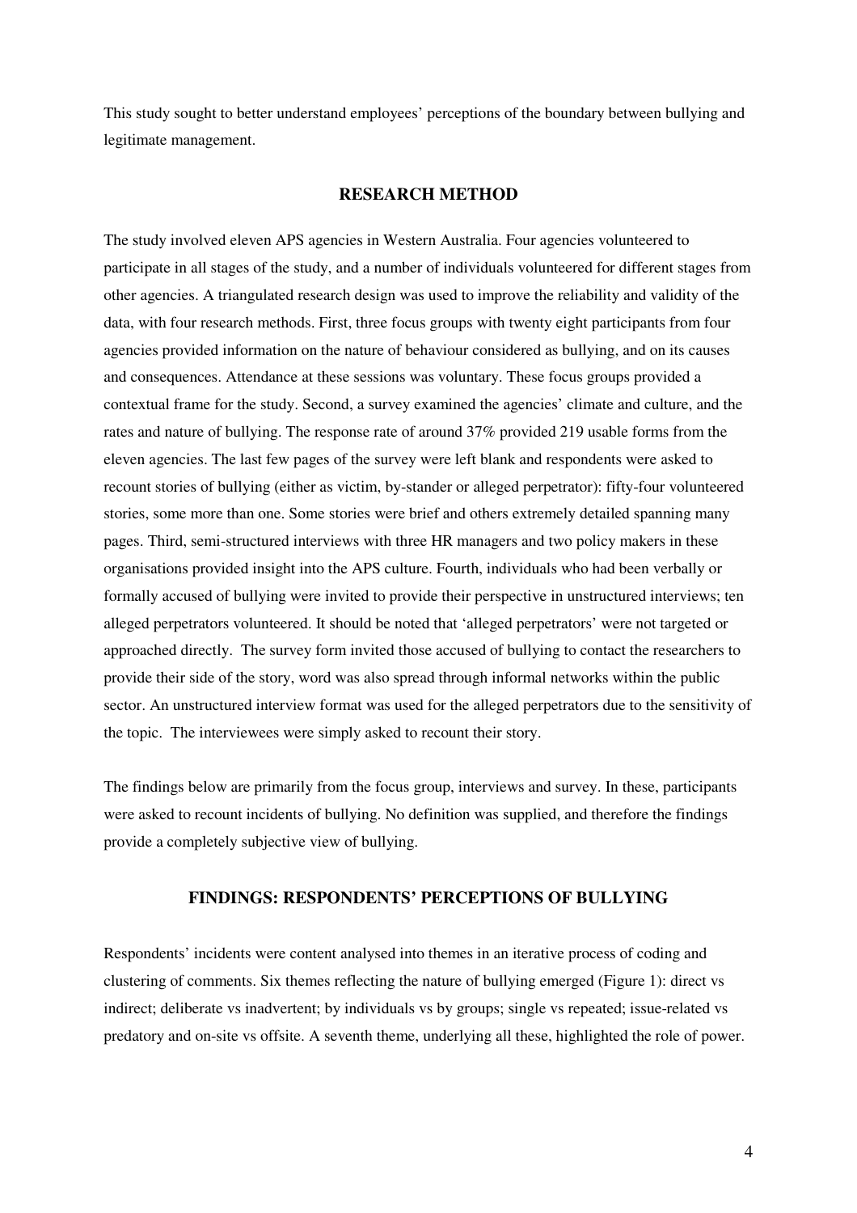This study sought to better understand employees' perceptions of the boundary between bullying and legitimate management.

## RESEARCH METHOD

The study involved eleven APS agencies in Western Australia. Four agencies volunteered to participate in all stages of the study, and a number of individuals volunteered for different stages from other agencies. A triangulated research design was used to improve the reliability and validity of the data, with four research methods. First, three focus groups with twenty eight participants from four agencies provided information on the nature of behaviour considered as bullying, and on its causes and consequences. Attendance at these sessions was voluntary. These focus groups provided a contextual frame for the study. Second, a survey examined the agencies' climate and culture, and the rates and nature of bullying. The response rate of around 37% provided 219 usable forms from the eleven agencies. The last few pages of the survey were left blank and respondents were asked to recount stories of bullying (either as victim, by-stander or alleged perpetrator): fifty-four volunteered stories, some more than one. Some stories were brief and others extremely detailed spanning many pages. Third, semi-structured interviews with three HR managers and two policy makers in these organisations provided insight into the APS culture. Fourth, individuals who had been verbally or formally accused of bullying were invited to provide their perspective in unstructured interviews; ten alleged perpetrators volunteered. It should be noted that 'alleged perpetrators' were not targeted or approached directly. The survey form invited those accused of bullying to contact the researchers to provide their side of the story, word was also spread through informal networks within the public sector. An unstructured interview format was used for the alleged perpetrators due to the sensitivity of the topic. The interviewees were simply asked to recount their story.

The findings below are primarily from the focus group, interviews and survey. In these, participants were asked to recount incidents of bullying. No definition was supplied, and therefore the findings provide a completely subjective view of bullying.

## FINDINGS: RESPONDENTS' PERCEPTIONS OF BULLYING

Respondents' incidents were content analysed into themes in an iterative process of coding and clustering of comments. Six themes reflecting the nature of bullying emerged (Figure 1): direct vs indirect; deliberate vs inadvertent; by individuals vs by groups; single vs repeated; issue-related vs predatory and on-site vs offsite. A seventh theme, underlying all these, highlighted the role of power.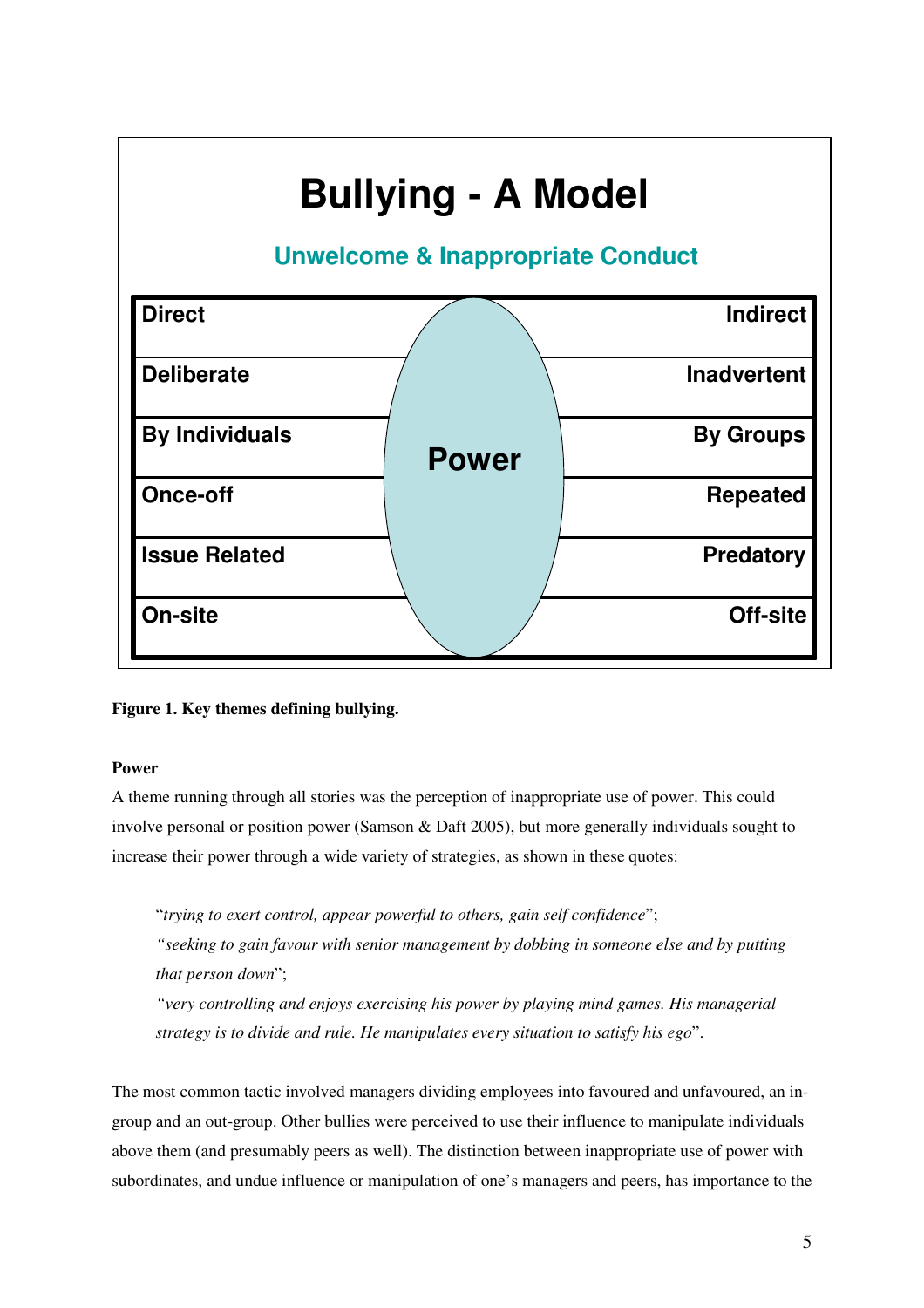## Bullying - A Model

**Unwelcome & Inappropriate Conduct**

| | Power | |
|---|---|---|
| Direct | | Indirect |
| Deliberate | | Inadvertent |
| By Individuals | | By Groups |
| Once-off | | Repeated |
| Issue Related | | Predatory |
| On-site | | Off-site |

**Figure 1. Key themes defining bullying.**

**Power**

A theme running through all stories was the perception of inappropriate use of power. This could involve personal or position power (Samson & Daft 2005), but more generally individuals sought to increase their power through a wide variety of strategies, as shown in these quotes:

> "*trying to exert control, appear powerful to others, gain self confidence*";
> "*seeking to gain favour with senior management by dobbing in someone else and by putting that person down*";
> "*very controlling and enjoys exercising his power by playing mind games. His managerial strategy is to divide and rule. He manipulates every situation to satisfy his ego*".

The most common tactic involved managers dividing employees into favoured and unfavoured, an in-group and an out-group. Other bullies were perceived to use their influence to manipulate individuals above them (and presumably peers as well). The distinction between inappropriate use of power with subordinates, and undue influence or manipulation of one's managers and peers, has importance to the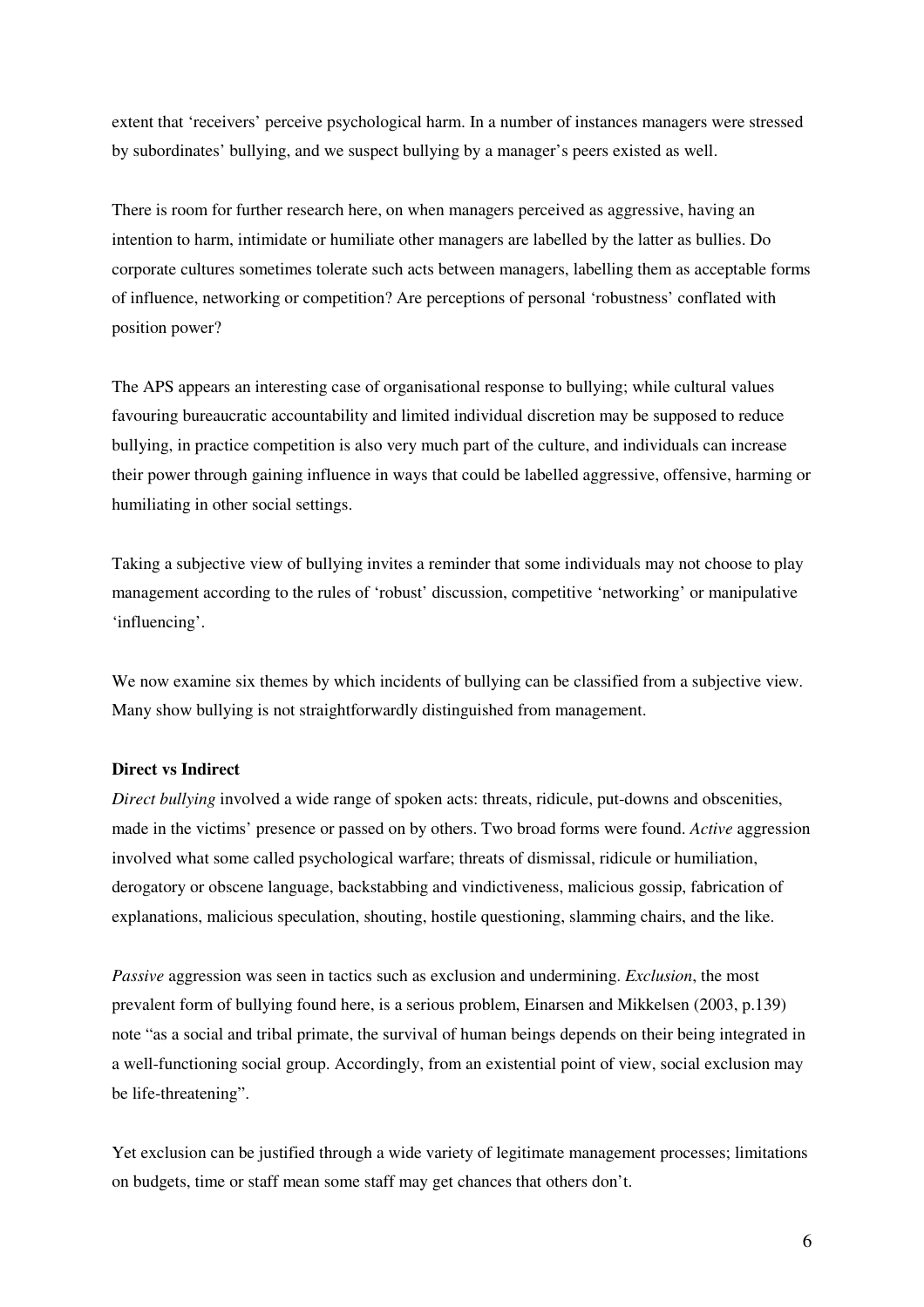extent that 'receivers' perceive psychological harm. In a number of instances managers were stressed by subordinates' bullying, and we suspect bullying by a manager's peers existed as well.

There is room for further research here, on when managers perceived as aggressive, having an intention to harm, intimidate or humiliate other managers are labelled by the latter as bullies. Do corporate cultures sometimes tolerate such acts between managers, labelling them as acceptable forms of influence, networking or competition? Are perceptions of personal 'robustness' conflated with position power?

The APS appears an interesting case of organisational response to bullying; while cultural values favouring bureaucratic accountability and limited individual discretion may be supposed to reduce bullying, in practice competition is also very much part of the culture, and individuals can increase their power through gaining influence in ways that could be labelled aggressive, offensive, harming or humiliating in other social settings.

Taking a subjective view of bullying invites a reminder that some individuals may not choose to play management according to the rules of 'robust' discussion, competitive 'networking' or manipulative 'influencing'.

We now examine six themes by which incidents of bullying can be classified from a subjective view. Many show bullying is not straightforwardly distinguished from management.

**Direct vs Indirect**

*Direct bullying* involved a wide range of spoken acts: threats, ridicule, put-downs and obscenities, made in the victims' presence or passed on by others. Two broad forms were found. *Active* aggression involved what some called psychological warfare; threats of dismissal, ridicule or humiliation, derogatory or obscene language, backstabbing and vindictiveness, malicious gossip, fabrication of explanations, malicious speculation, shouting, hostile questioning, slamming chairs, and the like.

*Passive* aggression was seen in tactics such as exclusion and undermining. *Exclusion*, the most prevalent form of bullying found here, is a serious problem, Einarsen and Mikkelsen (2003, p.139) note "as a social and tribal primate, the survival of human beings depends on their being integrated in a well-functioning social group. Accordingly, from an existential point of view, social exclusion may be life-threatening".

Yet exclusion can be justified through a wide variety of legitimate management processes; limitations on budgets, time or staff mean some staff may get chances that others don't.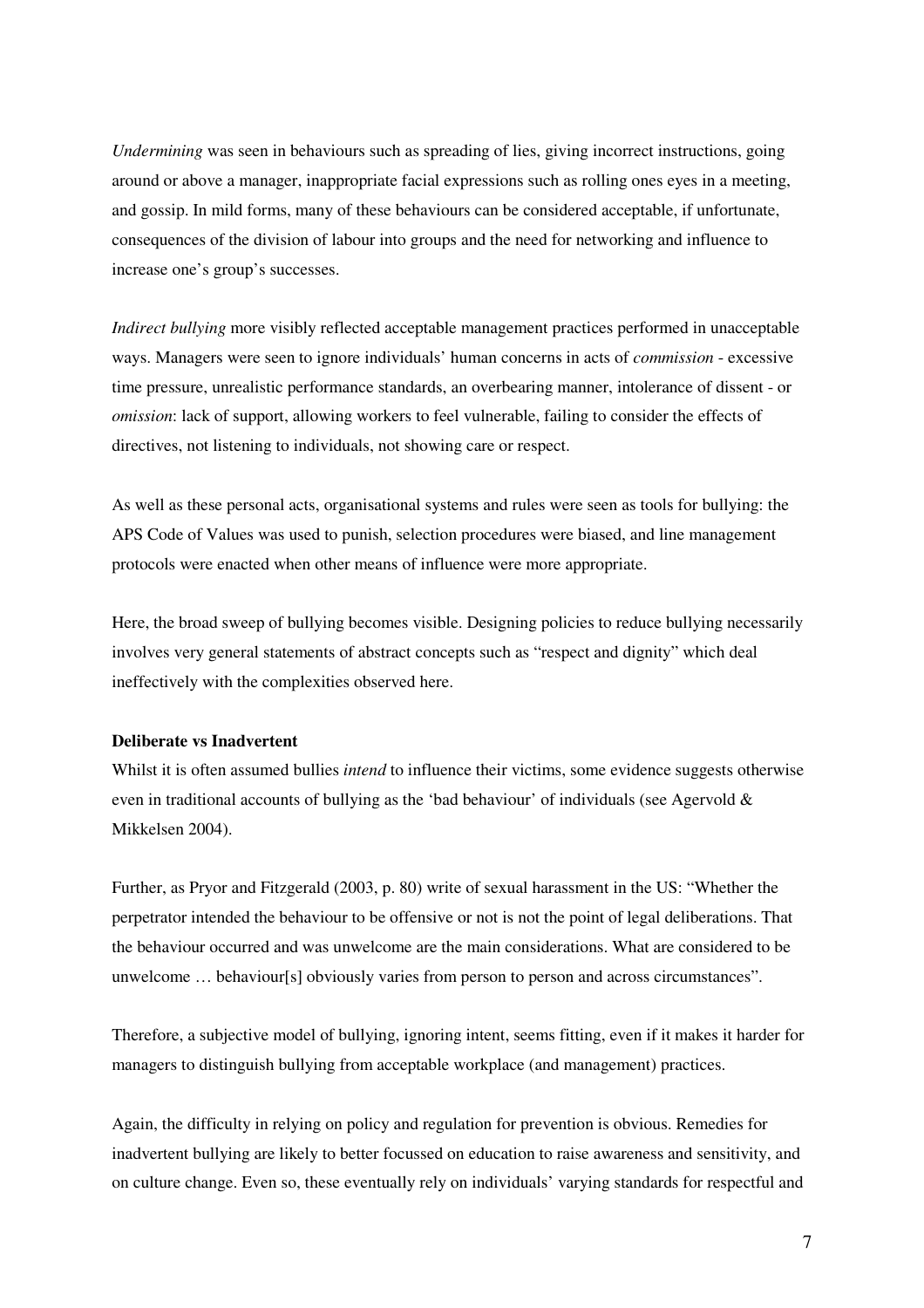*Undermining* was seen in behaviours such as spreading of lies, giving incorrect instructions, going around or above a manager, inappropriate facial expressions such as rolling ones eyes in a meeting, and gossip. In mild forms, many of these behaviours can be considered acceptable, if unfortunate, consequences of the division of labour into groups and the need for networking and influence to increase one's group's successes.

*Indirect bullying* more visibly reflected acceptable management practices performed in unacceptable ways. Managers were seen to ignore individuals' human concerns in acts of *commission* - excessive time pressure, unrealistic performance standards, an overbearing manner, intolerance of dissent - or *omission*: lack of support, allowing workers to feel vulnerable, failing to consider the effects of directives, not listening to individuals, not showing care or respect.

As well as these personal acts, organisational systems and rules were seen as tools for bullying: the APS Code of Values was used to punish, selection procedures were biased, and line management protocols were enacted when other means of influence were more appropriate.

Here, the broad sweep of bullying becomes visible. Designing policies to reduce bullying necessarily involves very general statements of abstract concepts such as "respect and dignity" which deal ineffectively with the complexities observed here.

**Deliberate vs Inadvertent**

Whilst it is often assumed bullies *intend* to influence their victims, some evidence suggests otherwise even in traditional accounts of bullying as the 'bad behaviour' of individuals (see Agervold & Mikkelsen 2004).

Further, as Pryor and Fitzgerald (2003, p. 80) write of sexual harassment in the US: "Whether the perpetrator intended the behaviour to be offensive or not is not the point of legal deliberations. That the behaviour occurred and was unwelcome are the main considerations. What are considered to be unwelcome … behaviour[s] obviously varies from person to person and across circumstances".

Therefore, a subjective model of bullying, ignoring intent, seems fitting, even if it makes it harder for managers to distinguish bullying from acceptable workplace (and management) practices.

Again, the difficulty in relying on policy and regulation for prevention is obvious. Remedies for inadvertent bullying are likely to better focussed on education to raise awareness and sensitivity, and on culture change. Even so, these eventually rely on individuals' varying standards for respectful and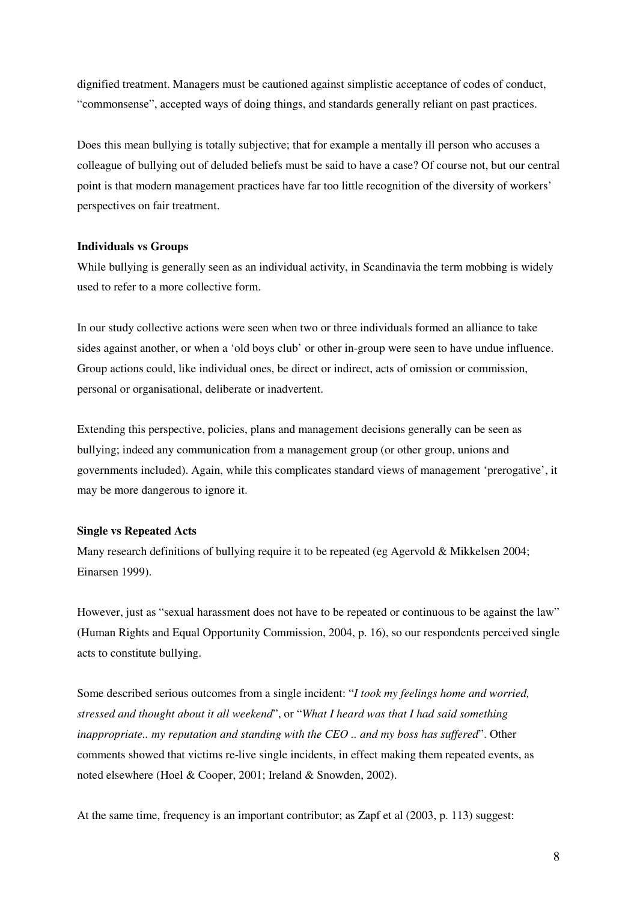dignified treatment. Managers must be cautioned against simplistic acceptance of codes of conduct, "commonsense", accepted ways of doing things, and standards generally reliant on past practices.

Does this mean bullying is totally subjective; that for example a mentally ill person who accuses a colleague of bullying out of deluded beliefs must be said to have a case? Of course not, but our central point is that modern management practices have far too little recognition of the diversity of workers' perspectives on fair treatment.

**Individuals vs Groups**

While bullying is generally seen as an individual activity, in Scandinavia the term mobbing is widely used to refer to a more collective form.

In our study collective actions were seen when two or three individuals formed an alliance to take sides against another, or when a 'old boys club' or other in-group were seen to have undue influence. Group actions could, like individual ones, be direct or indirect, acts of omission or commission, personal or organisational, deliberate or inadvertent.

Extending this perspective, policies, plans and management decisions generally can be seen as bullying; indeed any communication from a management group (or other group, unions and governments included). Again, while this complicates standard views of management 'prerogative', it may be more dangerous to ignore it.

**Single vs Repeated Acts**

Many research definitions of bullying require it to be repeated (eg Agervold & Mikkelsen 2004; Einarsen 1999).

However, just as "sexual harassment does not have to be repeated or continuous to be against the law" (Human Rights and Equal Opportunity Commission, 2004, p. 16), so our respondents perceived single acts to constitute bullying.

Some described serious outcomes from a single incident: "*I took my feelings home and worried, stressed and thought about it all weekend*", or "*What I heard was that I had said something inappropriate.. my reputation and standing with the CEO .. and my boss has suffered*". Other comments showed that victims re-live single incidents, in effect making them repeated events, as noted elsewhere (Hoel & Cooper, 2001; Ireland & Snowden, 2002).

At the same time, frequency is an important contributor; as Zapf et al (2003, p. 113) suggest: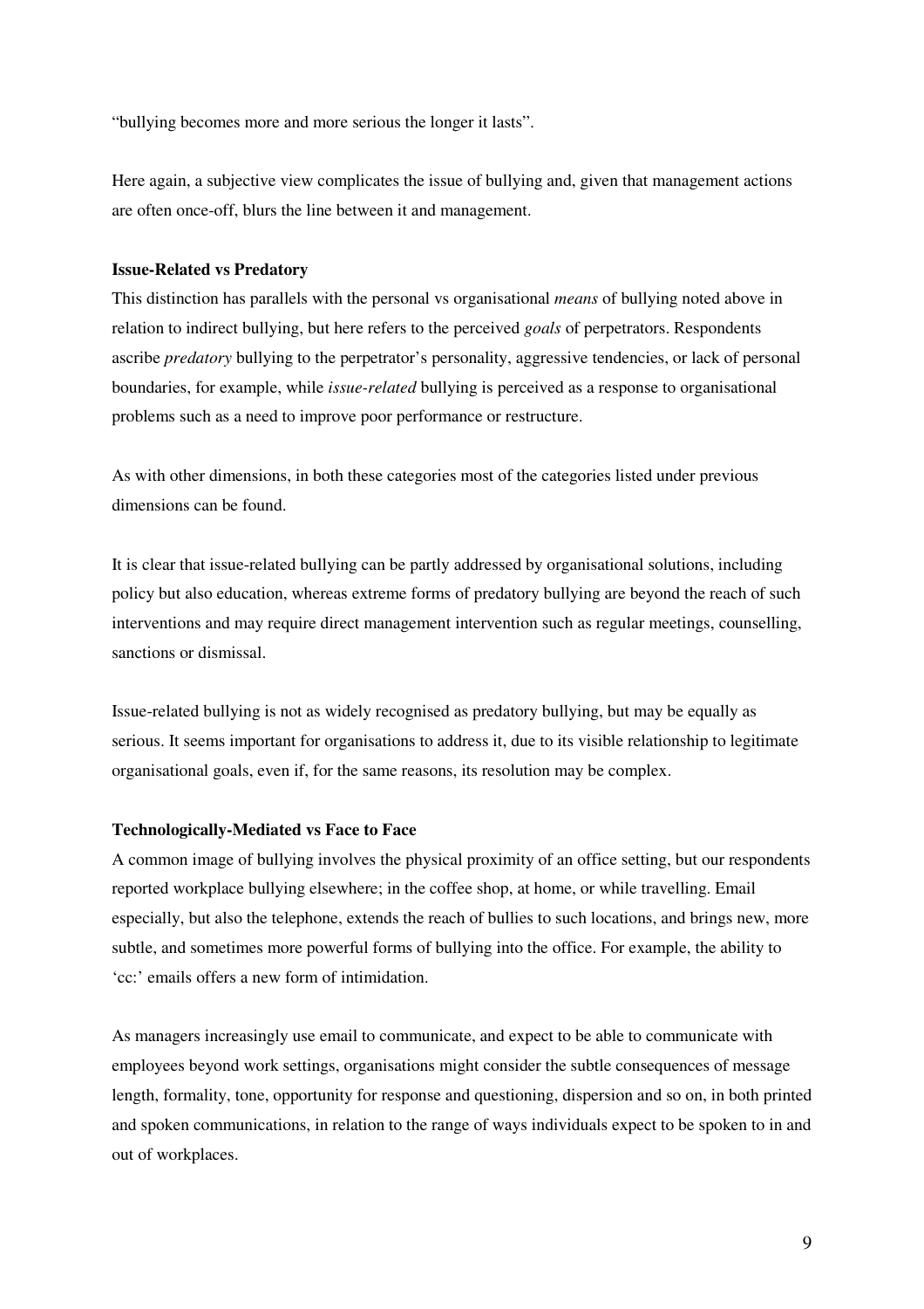"bullying becomes more and more serious the longer it lasts".

Here again, a subjective view complicates the issue of bullying and, given that management actions are often once-off, blurs the line between it and management.

**Issue-Related vs Predatory**

This distinction has parallels with the personal vs organisational *means* of bullying noted above in relation to indirect bullying, but here refers to the perceived *goals* of perpetrators. Respondents ascribe *predatory* bullying to the perpetrator's personality, aggressive tendencies, or lack of personal boundaries, for example, while *issue-related* bullying is perceived as a response to organisational problems such as a need to improve poor performance or restructure.

As with other dimensions, in both these categories most of the categories listed under previous dimensions can be found.

It is clear that issue-related bullying can be partly addressed by organisational solutions, including policy but also education, whereas extreme forms of predatory bullying are beyond the reach of such interventions and may require direct management intervention such as regular meetings, counselling, sanctions or dismissal.

Issue-related bullying is not as widely recognised as predatory bullying, but may be equally as serious. It seems important for organisations to address it, due to its visible relationship to legitimate organisational goals, even if, for the same reasons, its resolution may be complex.

**Technologically-Mediated vs Face to Face**

A common image of bullying involves the physical proximity of an office setting, but our respondents reported workplace bullying elsewhere; in the coffee shop, at home, or while travelling. Email especially, but also the telephone, extends the reach of bullies to such locations, and brings new, more subtle, and sometimes more powerful forms of bullying into the office. For example, the ability to 'cc:' emails offers a new form of intimidation.

As managers increasingly use email to communicate, and expect to be able to communicate with employees beyond work settings, organisations might consider the subtle consequences of message length, formality, tone, opportunity for response and questioning, dispersion and so on, in both printed and spoken communications, in relation to the range of ways individuals expect to be spoken to in and out of workplaces.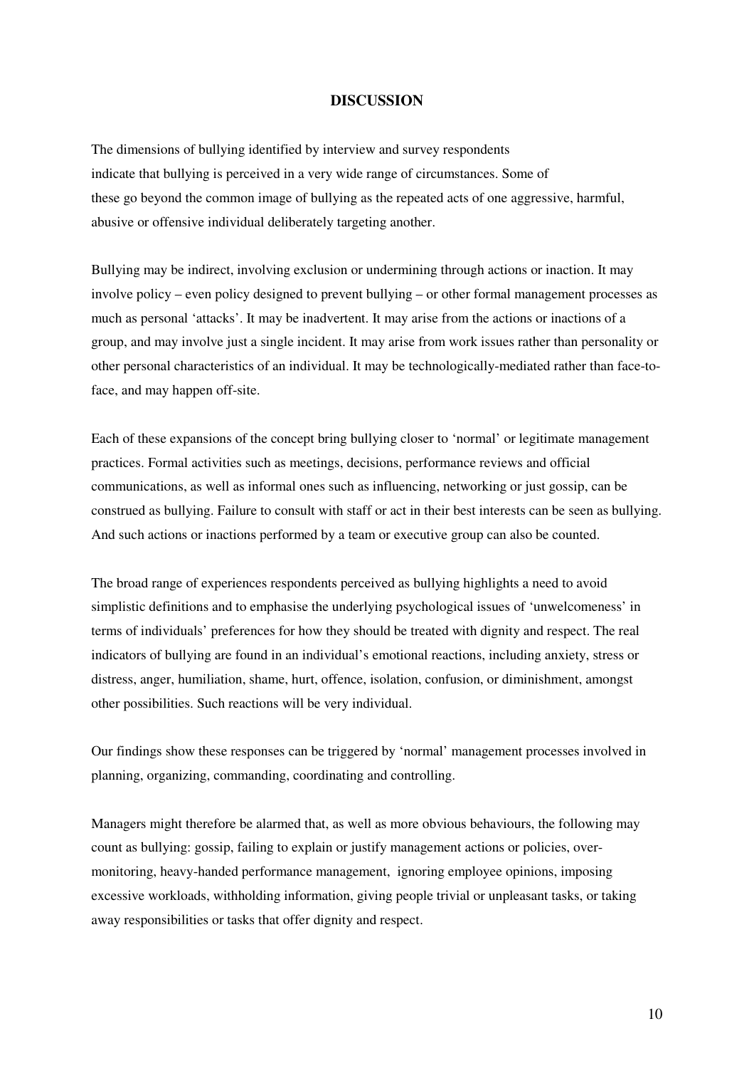## DISCUSSION

The dimensions of bullying identified by interview and survey respondents indicate that bullying is perceived in a very wide range of circumstances. Some of these go beyond the common image of bullying as the repeated acts of one aggressive, harmful, abusive or offensive individual deliberately targeting another.

Bullying may be indirect, involving exclusion or undermining through actions or inaction. It may involve policy – even policy designed to prevent bullying – or other formal management processes as much as personal 'attacks'. It may be inadvertent. It may arise from the actions or inactions of a group, and may involve just a single incident. It may arise from work issues rather than personality or other personal characteristics of an individual. It may be technologically-mediated rather than face-to-face, and may happen off-site.

Each of these expansions of the concept bring bullying closer to 'normal' or legitimate management practices. Formal activities such as meetings, decisions, performance reviews and official communications, as well as informal ones such as influencing, networking or just gossip, can be construed as bullying. Failure to consult with staff or act in their best interests can be seen as bullying. And such actions or inactions performed by a team or executive group can also be counted.

The broad range of experiences respondents perceived as bullying highlights a need to avoid simplistic definitions and to emphasise the underlying psychological issues of 'unwelcomeness' in terms of individuals' preferences for how they should be treated with dignity and respect. The real indicators of bullying are found in an individual's emotional reactions, including anxiety, stress or distress, anger, humiliation, shame, hurt, offence, isolation, confusion, or diminishment, amongst other possibilities. Such reactions will be very individual.

Our findings show these responses can be triggered by 'normal' management processes involved in planning, organizing, commanding, coordinating and controlling.

Managers might therefore be alarmed that, as well as more obvious behaviours, the following may count as bullying: gossip, failing to explain or justify management actions or policies, over-monitoring, heavy-handed performance management, ignoring employee opinions, imposing excessive workloads, withholding information, giving people trivial or unpleasant tasks, or taking away responsibilities or tasks that offer dignity and respect.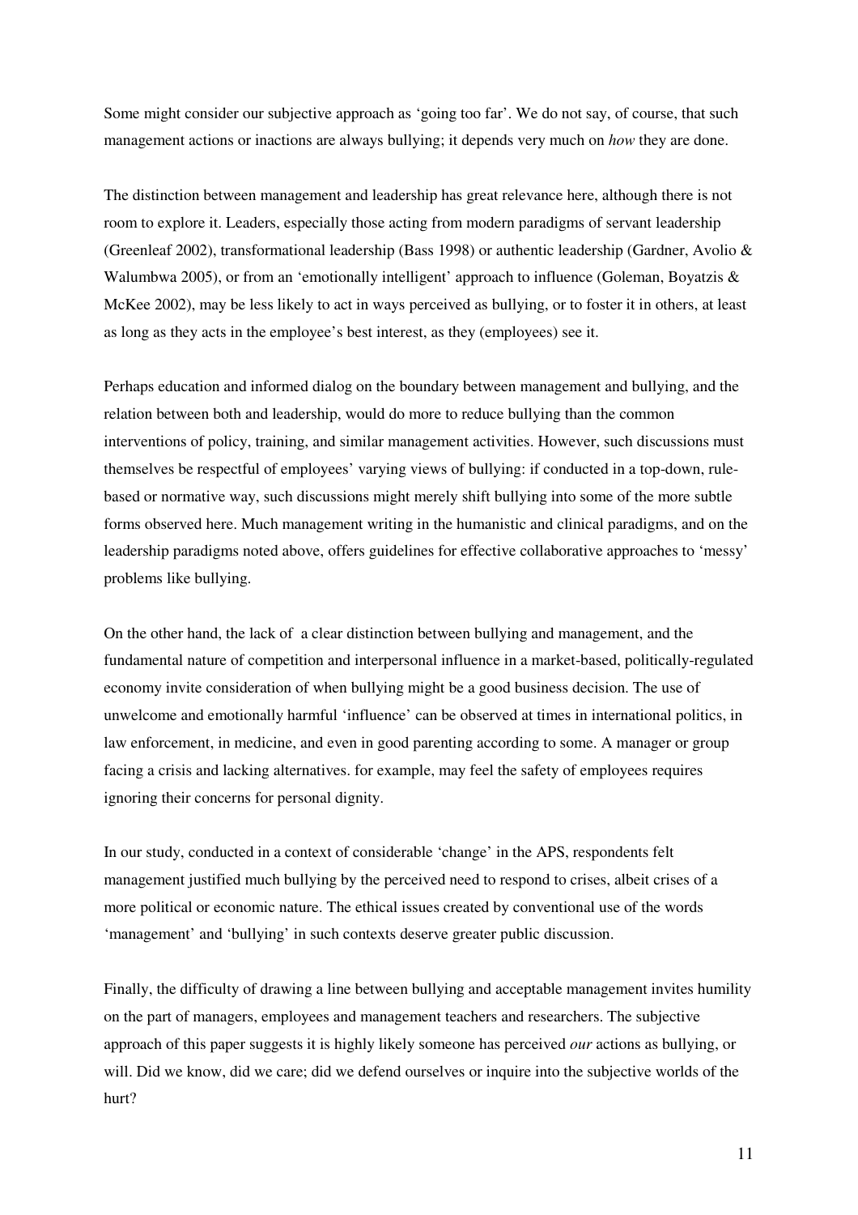Some might consider our subjective approach as 'going too far'. We do not say, of course, that such management actions or inactions are always bullying; it depends very much on *how* they are done.

The distinction between management and leadership has great relevance here, although there is not room to explore it. Leaders, especially those acting from modern paradigms of servant leadership (Greenleaf 2002), transformational leadership (Bass 1998) or authentic leadership (Gardner, Avolio & Walumbwa 2005), or from an 'emotionally intelligent' approach to influence (Goleman, Boyatzis & McKee 2002), may be less likely to act in ways perceived as bullying, or to foster it in others, at least as long as they acts in the employee's best interest, as they (employees) see it.

Perhaps education and informed dialog on the boundary between management and bullying, and the relation between both and leadership, would do more to reduce bullying than the common interventions of policy, training, and similar management activities. However, such discussions must themselves be respectful of employees' varying views of bullying: if conducted in a top-down, rule-based or normative way, such discussions might merely shift bullying into some of the more subtle forms observed here. Much management writing in the humanistic and clinical paradigms, and on the leadership paradigms noted above, offers guidelines for effective collaborative approaches to 'messy' problems like bullying.

On the other hand, the lack of a clear distinction between bullying and management, and the fundamental nature of competition and interpersonal influence in a market-based, politically-regulated economy invite consideration of when bullying might be a good business decision. The use of unwelcome and emotionally harmful 'influence' can be observed at times in international politics, in law enforcement, in medicine, and even in good parenting according to some. A manager or group facing a crisis and lacking alternatives. for example, may feel the safety of employees requires ignoring their concerns for personal dignity.

In our study, conducted in a context of considerable 'change' in the APS, respondents felt management justified much bullying by the perceived need to respond to crises, albeit crises of a more political or economic nature. The ethical issues created by conventional use of the words 'management' and 'bullying' in such contexts deserve greater public discussion.

Finally, the difficulty of drawing a line between bullying and acceptable management invites humility on the part of managers, employees and management teachers and researchers. The subjective approach of this paper suggests it is highly likely someone has perceived *our* actions as bullying, or will. Did we know, did we care; did we defend ourselves or inquire into the subjective worlds of the hurt?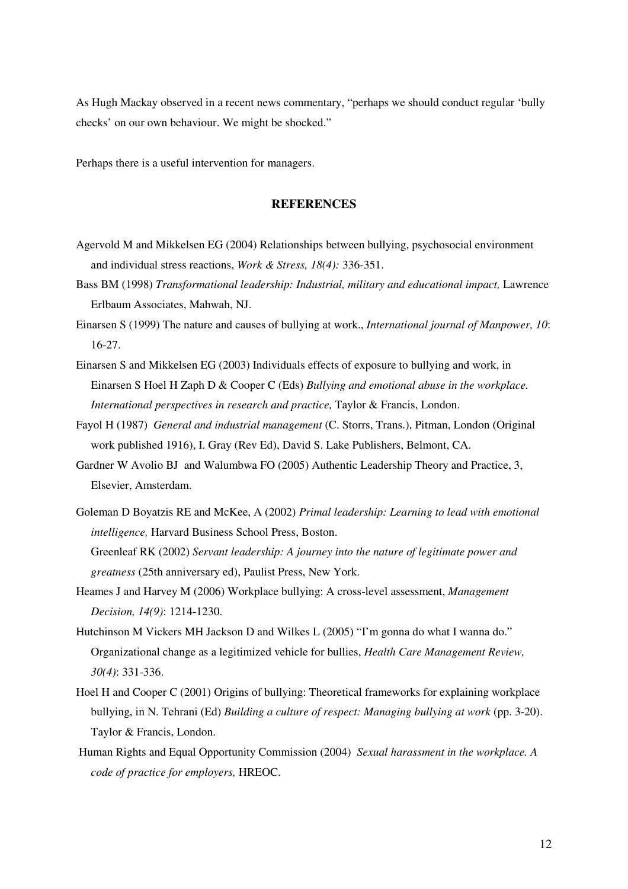As Hugh Mackay observed in a recent news commentary, "perhaps we should conduct regular 'bully checks' on our own behaviour. We might be shocked."

Perhaps there is a useful intervention for managers.

## REFERENCES

Agervold M and Mikkelsen EG (2004) Relationships between bullying, psychosocial environment and individual stress reactions, *Work & Stress, 18(4):* 336-351.

Bass BM (1998) *Transformational leadership: Industrial, military and educational impact,* Lawrence Erlbaum Associates, Mahwah, NJ.

Einarsen S (1999) The nature and causes of bullying at work., *International journal of Manpower, 10*: 16-27.

Einarsen S and Mikkelsen EG (2003) Individuals effects of exposure to bullying and work, in Einarsen S Hoel H Zaph D & Cooper C (Eds) *Bullying and emotional abuse in the workplace. International perspectives in research and practice,* Taylor & Francis, London.

Fayol H (1987) *General and industrial management* (C. Storrs, Trans.), Pitman, London (Original work published 1916), I. Gray (Rev Ed), David S. Lake Publishers, Belmont, CA.

Gardner W Avolio BJ and Walumbwa FO (2005) Authentic Leadership Theory and Practice, 3, Elsevier, Amsterdam.

Goleman D Boyatzis RE and McKee, A (2002) *Primal leadership: Learning to lead with emotional intelligence,* Harvard Business School Press, Boston.

Greenleaf RK (2002) *Servant leadership: A journey into the nature of legitimate power and greatness* (25th anniversary ed), Paulist Press, New York.

Heames J and Harvey M (2006) Workplace bullying: A cross-level assessment, *Management Decision, 14(9)*: 1214-1230.

Hutchinson M Vickers MH Jackson D and Wilkes L (2005) "I'm gonna do what I wanna do." Organizational change as a legitimized vehicle for bullies, *Health Care Management Review, 30(4)*: 331-336.

Hoel H and Cooper C (2001) Origins of bullying: Theoretical frameworks for explaining workplace bullying, in N. Tehrani (Ed) *Building a culture of respect: Managing bullying at work* (pp. 3-20). Taylor & Francis, London.

Human Rights and Equal Opportunity Commission (2004) *Sexual harassment in the workplace. A code of practice for employers,* HREOC.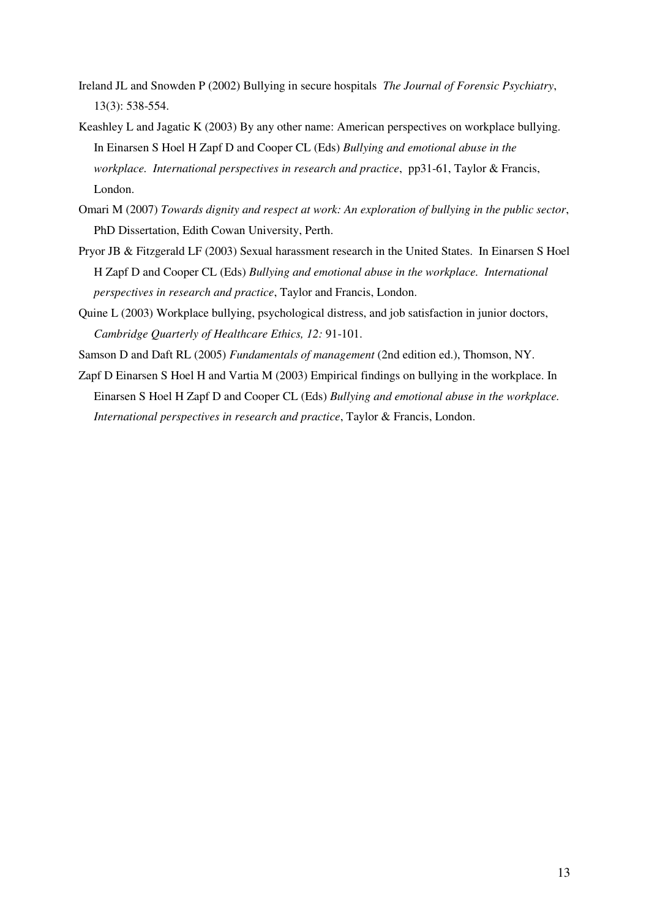Ireland JL and Snowden P (2002) Bullying in secure hospitals *The Journal of Forensic Psychiatry*, 13(3): 538-554.

Keashley L and Jagatic K (2003) By any other name: American perspectives on workplace bullying. In Einarsen S Hoel H Zapf D and Cooper CL (Eds) *Bullying and emotional abuse in the workplace. International perspectives in research and practice*, pp31-61, Taylor & Francis, London.

Omari M (2007) *Towards dignity and respect at work: An exploration of bullying in the public sector*, PhD Dissertation, Edith Cowan University, Perth.

Pryor JB & Fitzgerald LF (2003) Sexual harassment research in the United States. In Einarsen S Hoel H Zapf D and Cooper CL (Eds) *Bullying and emotional abuse in the workplace. International perspectives in research and practice*, Taylor and Francis, London.

Quine L (2003) Workplace bullying, psychological distress, and job satisfaction in junior doctors, *Cambridge Quarterly of Healthcare Ethics, 12:* 91-101.

Samson D and Daft RL (2005) *Fundamentals of management* (2nd edition ed.), Thomson, NY.

Zapf D Einarsen S Hoel H and Vartia M (2003) Empirical findings on bullying in the workplace. In Einarsen S Hoel H Zapf D and Cooper CL (Eds) *Bullying and emotional abuse in the workplace. International perspectives in research and practice*, Taylor & Francis, London.